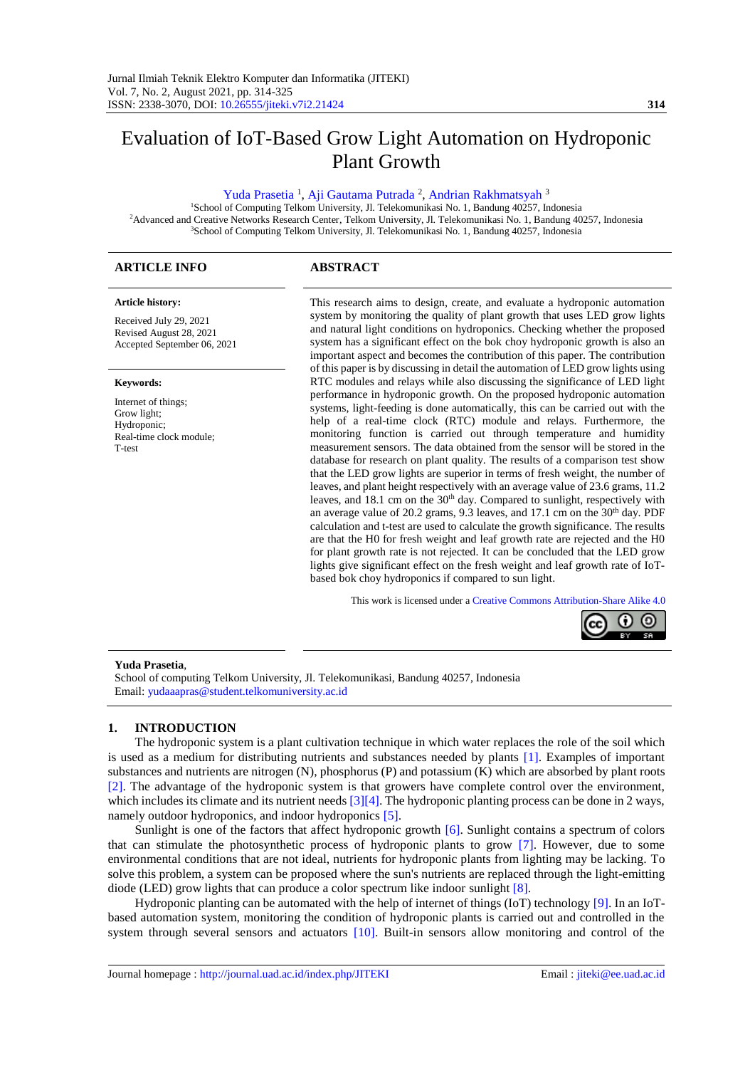# Evaluation of IoT-Based Grow Light Automation on Hydroponic Plant Growth

Yuda Prasetia [1], Aji Gautama Putrada [2], Andrian Rakhmatsyah [3]

[1]School of Computing Telkom University, Jl. Telekomunikasi No. 1, Bandung 40257, Indonesia
[2]Advanced and Creative Networks Research Center, Telkom University, Jl. Telekomunikasi No. 1, Bandung 40257, Indonesia
[3]School of Computing Telkom University, Jl. Telekomunikasi No. 1, Bandung 40257, Indonesia

## ARTICLE INFO

**Article history:**

Received July 29, 2021
Revised August 28, 2021
Accepted September 06, 2021

**Keywords:**

Internet of things;
Grow light;
Hydroponic;
Real-time clock module;
T-test

## ABSTRACT

This research aims to design, create, and evaluate a hydroponic automation system by monitoring the quality of plant growth that uses LED grow lights and natural light conditions on hydroponics. Checking whether the proposed system has a significant effect on the bok choy hydroponic growth is also an important aspect and becomes the contribution of this paper. The contribution of this paper is by discussing in detail the automation of LED grow lights using RTC modules and relays while also discussing the significance of LED light performance in hydroponic growth. On the proposed hydroponic automation systems, light-feeding is done automatically, this can be carried out with the help of a real-time clock (RTC) module and relays. Furthermore, the monitoring function is carried out through temperature and humidity measurement sensors. The data obtained from the sensor will be stored in the database for research on plant quality. The results of a comparison test show that the LED grow lights are superior in terms of fresh weight, the number of leaves, and plant height respectively with an average value of 23.6 grams, 11.2 leaves, and 18.1 cm on the 30th day. Compared to sunlight, respectively with an average value of 20.2 grams, 9.3 leaves, and 17.1 cm on the 30th day. PDF calculation and t-test are used to calculate the growth significance. The results are that the H0 for fresh weight and leaf growth rate are rejected and the H0 for plant growth rate is not rejected. It can be concluded that the LED grow lights give significant effect on the fresh weight and leaf growth rate of IoT-based bok choy hydroponics if compared to sun light.

This work is licensed under a Creative Commons Attribution-Share Alike 4.0

**Yuda Prasetia**,
School of computing Telkom University, Jl. Telekomunikasi, Bandung 40257, Indonesia
Email: yudaaapras@student.telkomuniversity.ac.id

## 1. INTRODUCTION

The hydroponic system is a plant cultivation technique in which water replaces the role of the soil which is used as a medium for distributing nutrients and substances needed by plants [1]. Examples of important substances and nutrients are nitrogen (N), phosphorus (P) and potassium (K) which are absorbed by plant roots [2]. The advantage of the hydroponic system is that growers have complete control over the environment, which includes its climate and its nutrient needs [3][4]. The hydroponic planting process can be done in 2 ways, namely outdoor hydroponics, and indoor hydroponics [5].

Sunlight is one of the factors that affect hydroponic growth [6]. Sunlight contains a spectrum of colors that can stimulate the photosynthetic process of hydroponic plants to grow [7]. However, due to some environmental conditions that are not ideal, nutrients for hydroponic plants from lighting may be lacking. To solve this problem, a system can be proposed where the sun's nutrients are replaced through the light-emitting diode (LED) grow lights that can produce a color spectrum like indoor sunlight [8].

Hydroponic planting can be automated with the help of internet of things (IoT) technology [9]. In an IoT-based automation system, monitoring the condition of hydroponic plants is carried out and controlled in the system through several sensors and actuators [10]. Built-in sensors allow monitoring and control of the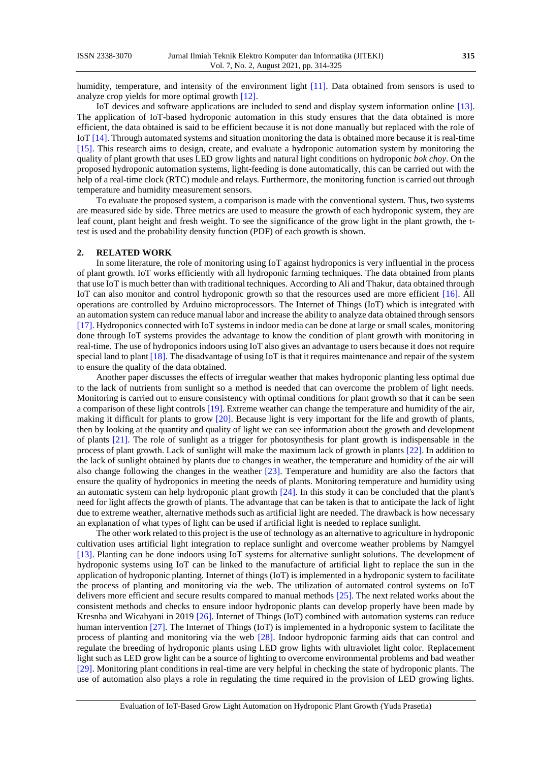humidity, temperature, and intensity of the environment light [11]. Data obtained from sensors is used to analyze crop yields for more optimal growth [12].

IoT devices and software applications are included to send and display system information online [13]. The application of IoT-based hydroponic automation in this study ensures that the data obtained is more efficient, the data obtained is said to be efficient because it is not done manually but replaced with the role of IoT [14]. Through automated systems and situation monitoring the data is obtained more because it is real-time [15]. This research aims to design, create, and evaluate a hydroponic automation system by monitoring the quality of plant growth that uses LED grow lights and natural light conditions on hydroponic *bok choy*. On the proposed hydroponic automation systems, light-feeding is done automatically, this can be carried out with the help of a real-time clock (RTC) module and relays. Furthermore, the monitoring function is carried out through temperature and humidity measurement sensors.

To evaluate the proposed system, a comparison is made with the conventional system. Thus, two systems are measured side by side. Three metrics are used to measure the growth of each hydroponic system, they are leaf count, plant height and fresh weight. To see the significance of the grow light in the plant growth, the t-test is used and the probability density function (PDF) of each growth is shown.

## 2. RELATED WORK

In some literature, the role of monitoring using IoT against hydroponics is very influential in the process of plant growth. IoT works efficiently with all hydroponic farming techniques. The data obtained from plants that use IoT is much better than with traditional techniques. According to Ali and Thakur, data obtained through IoT can also monitor and control hydroponic growth so that the resources used are more efficient [16]. All operations are controlled by Arduino microprocessors. The Internet of Things (IoT) which is integrated with an automation system can reduce manual labor and increase the ability to analyze data obtained through sensors [17]. Hydroponics connected with IoT systems in indoor media can be done at large or small scales, monitoring done through IoT systems provides the advantage to know the condition of plant growth with monitoring in real-time. The use of hydroponics indoors using IoT also gives an advantage to users because it does not require special land to plant [18]. The disadvantage of using IoT is that it requires maintenance and repair of the system to ensure the quality of the data obtained.

Another paper discusses the effects of irregular weather that makes hydroponic planting less optimal due to the lack of nutrients from sunlight so a method is needed that can overcome the problem of light needs. Monitoring is carried out to ensure consistency with optimal conditions for plant growth so that it can be seen a comparison of these light controls [19]. Extreme weather can change the temperature and humidity of the air, making it difficult for plants to grow [20]. Because light is very important for the life and growth of plants, then by looking at the quantity and quality of light we can see information about the growth and development of plants [21]. The role of sunlight as a trigger for photosynthesis for plant growth is indispensable in the process of plant growth. Lack of sunlight will make the maximum lack of growth in plants [22]. In addition to the lack of sunlight obtained by plants due to changes in weather, the temperature and humidity of the air will also change following the changes in the weather [23]. Temperature and humidity are also the factors that ensure the quality of hydroponics in meeting the needs of plants. Monitoring temperature and humidity using an automatic system can help hydroponic plant growth [24]. In this study it can be concluded that the plant's need for light affects the growth of plants. The advantage that can be taken is that to anticipate the lack of light due to extreme weather, alternative methods such as artificial light are needed. The drawback is how necessary an explanation of what types of light can be used if artificial light is needed to replace sunlight.

The other work related to this project is the use of technology as an alternative to agriculture in hydroponic cultivation uses artificial light integration to replace sunlight and overcome weather problems by Namgyel [13]. Planting can be done indoors using IoT systems for alternative sunlight solutions. The development of hydroponic systems using IoT can be linked to the manufacture of artificial light to replace the sun in the application of hydroponic planting. Internet of things (IoT) is implemented in a hydroponic system to facilitate the process of planting and monitoring via the web. The utilization of automated control systems on IoT delivers more efficient and secure results compared to manual methods [25]. The next related works about the consistent methods and checks to ensure indoor hydroponic plants can develop properly have been made by Kresnha and Wicahyani in 2019 [26]. Internet of Things (IoT) combined with automation systems can reduce human intervention [27]. The Internet of Things (IoT) is implemented in a hydroponic system to facilitate the process of planting and monitoring via the web [28]. Indoor hydroponic farming aids that can control and regulate the breeding of hydroponic plants using LED grow lights with ultraviolet light color. Replacement light such as LED grow light can be a source of lighting to overcome environmental problems and bad weather [29]. Monitoring plant conditions in real-time are very helpful in checking the state of hydroponic plants. The use of automation also plays a role in regulating the time required in the provision of LED growing lights.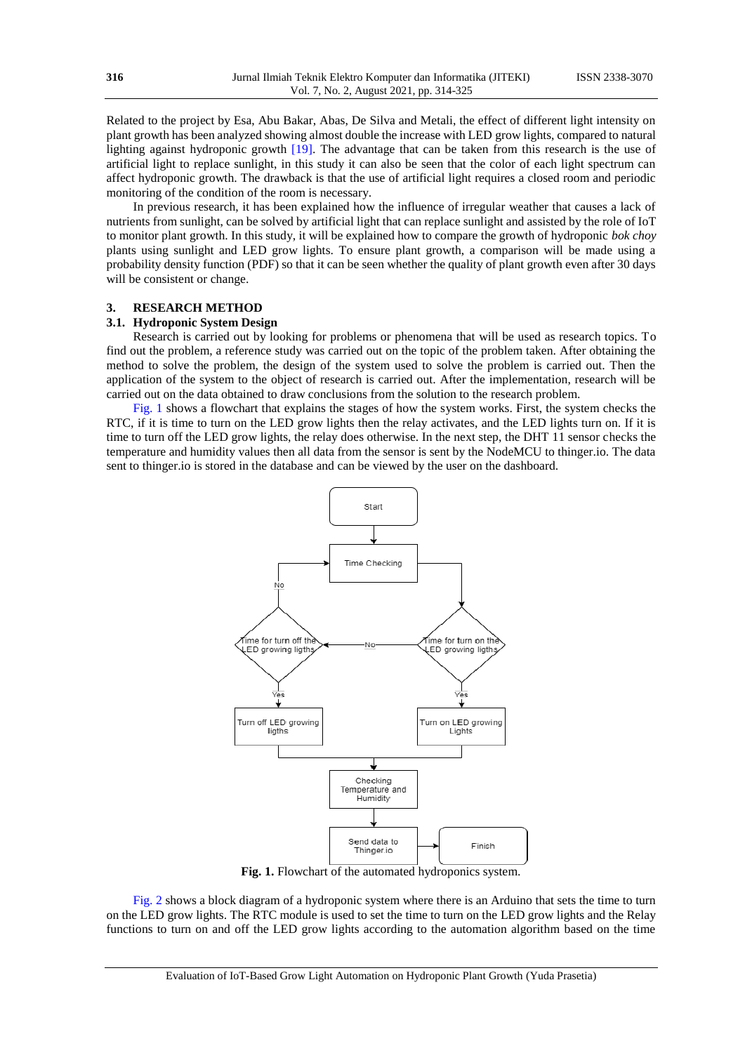Related to the project by Esa, Abu Bakar, Abas, De Silva and Metali, the effect of different light intensity on plant growth has been analyzed showing almost double the increase with LED grow lights, compared to natural lighting against hydroponic growth [19]. The advantage that can be taken from this research is the use of artificial light to replace sunlight, in this study it can also be seen that the color of each light spectrum can affect hydroponic growth. The drawback is that the use of artificial light requires a closed room and periodic monitoring of the condition of the room is necessary.

In previous research, it has been explained how the influence of irregular weather that causes a lack of nutrients from sunlight, can be solved by artificial light that can replace sunlight and assisted by the role of IoT to monitor plant growth. In this study, it will be explained how to compare the growth of hydroponic *bok choy* plants using sunlight and LED grow lights. To ensure plant growth, a comparison will be made using a probability density function (PDF) so that it can be seen whether the quality of plant growth even after 30 days will be consistent or change.

## 3. RESEARCH METHOD

### 3.1. Hydroponic System Design

Research is carried out by looking for problems or phenomena that will be used as research topics. To find out the problem, a reference study was carried out on the topic of the problem taken. After obtaining the method to solve the problem, the design of the system used to solve the problem is carried out. Then the application of the system to the object of research is carried out. After the implementation, research will be carried out on the data obtained to draw conclusions from the solution to the research problem.

Fig. 1 shows a flowchart that explains the stages of how the system works. First, the system checks the RTC, if it is time to turn on the LED grow lights then the relay activates, and the LED lights turn on. If it is time to turn off the LED grow lights, the relay does otherwise. In the next step, the DHT 11 sensor checks the temperature and humidity values then all data from the sensor is sent by the NodeMCU to thinger.io. The data sent to thinger.io is stored in the database and can be viewed by the user on the dashboard.

**Fig. 1.** Flowchart of the automated hydroponics system.

Fig. 2 shows a block diagram of a hydroponic system where there is an Arduino that sets the time to turn on the LED grow lights. The RTC module is used to set the time to turn on the LED grow lights and the Relay functions to turn on and off the LED grow lights according to the automation algorithm based on the time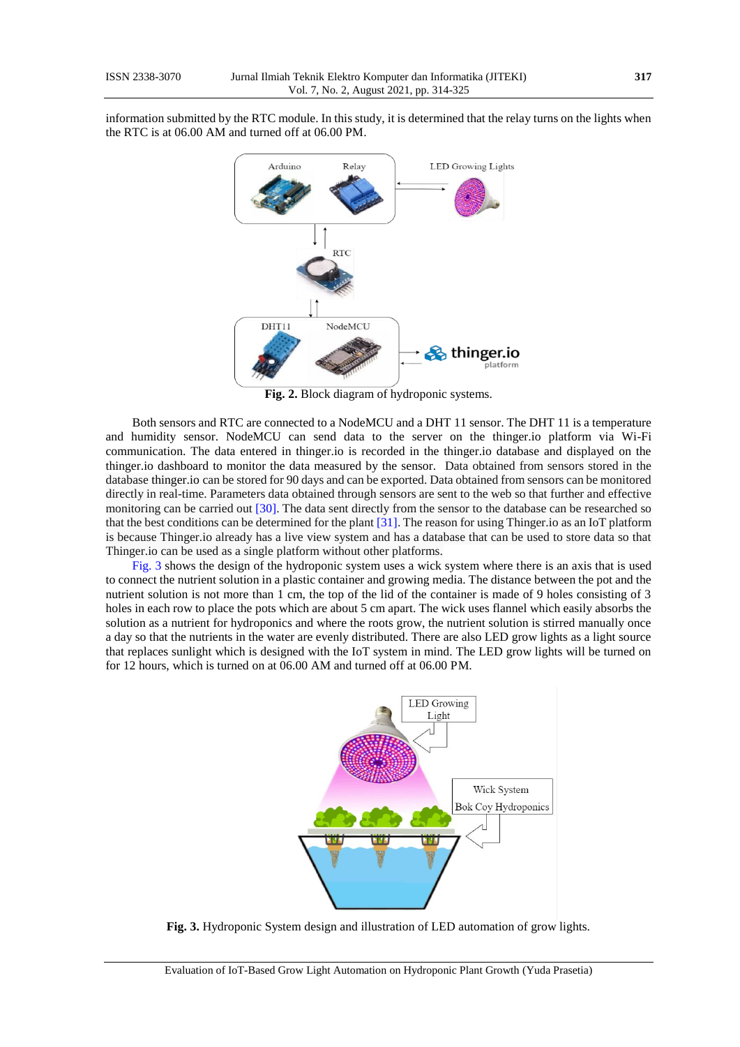information submitted by the RTC module. In this study, it is determined that the relay turns on the lights when the RTC is at 06.00 AM and turned off at 06.00 PM.

**Fig. 2.** Block diagram of hydroponic systems.

Both sensors and RTC are connected to a NodeMCU and a DHT 11 sensor. The DHT 11 is a temperature and humidity sensor. NodeMCU can send data to the server on the thinger.io platform via Wi-Fi communication. The data entered in thinger.io is recorded in the thinger.io database and displayed on the thinger.io dashboard to monitor the data measured by the sensor. Data obtained from sensors stored in the database thinger.io can be stored for 90 days and can be exported. Data obtained from sensors can be monitored directly in real-time. Parameters data obtained through sensors are sent to the web so that further and effective monitoring can be carried out [30]. The data sent directly from the sensor to the database can be researched so that the best conditions can be determined for the plant [31]. The reason for using Thinger.io as an IoT platform is because Thinger.io already has a live view system and has a database that can be used to store data so that Thinger.io can be used as a single platform without other platforms.

Fig. 3 shows the design of the hydroponic system uses a wick system where there is an axis that is used to connect the nutrient solution in a plastic container and growing media. The distance between the pot and the nutrient solution is not more than 1 cm, the top of the lid of the container is made of 9 holes consisting of 3 holes in each row to place the pots which are about 5 cm apart. The wick uses flannel which easily absorbs the solution as a nutrient for hydroponics and where the roots grow, the nutrient solution is stirred manually once a day so that the nutrients in the water are evenly distributed. There are also LED grow lights as a light source that replaces sunlight which is designed with the IoT system in mind. The LED grow lights will be turned on for 12 hours, which is turned on at 06.00 AM and turned off at 06.00 PM.

**Fig. 3.** Hydroponic System design and illustration of LED automation of grow lights.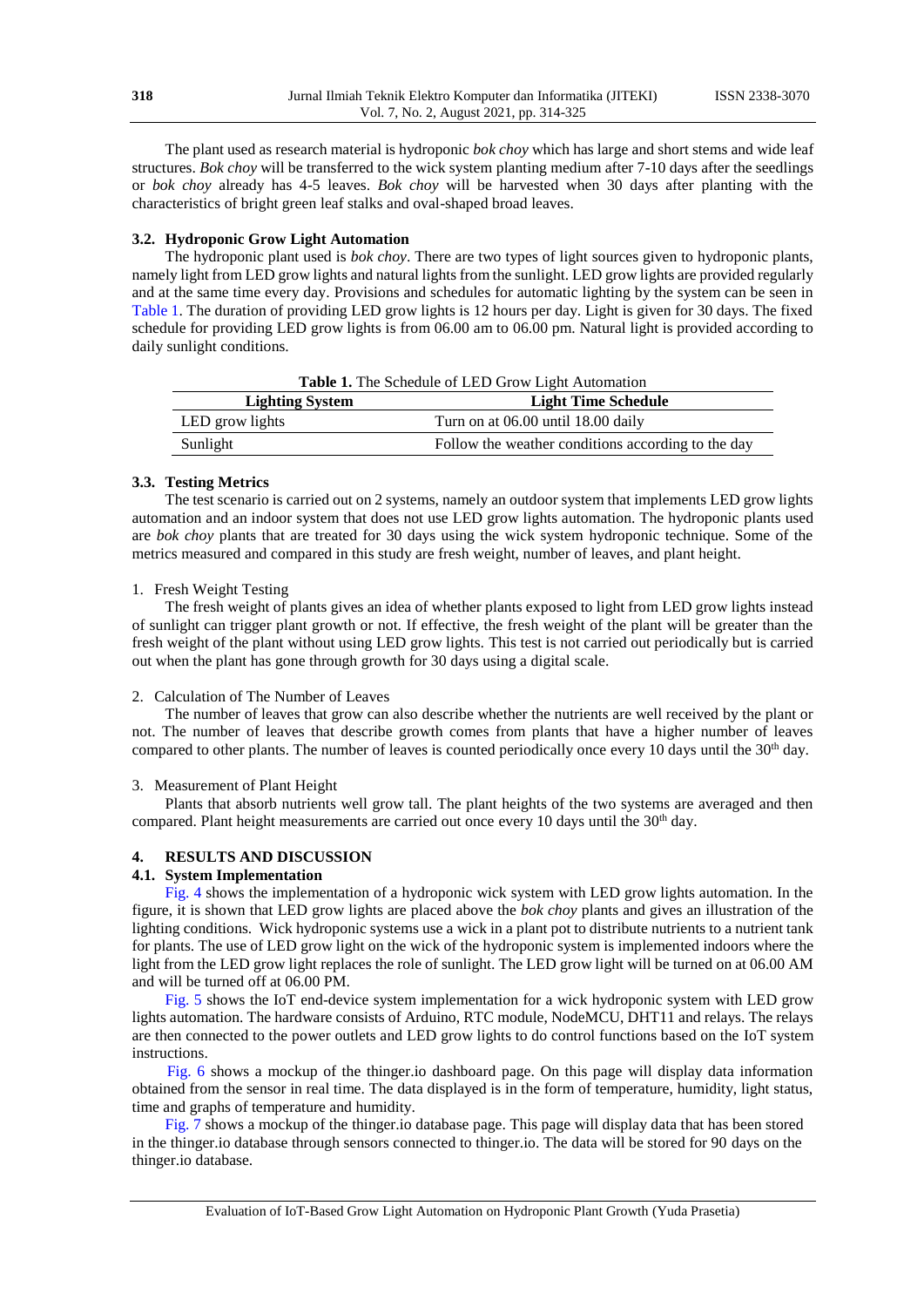The plant used as research material is hydroponic *bok choy* which has large and short stems and wide leaf structures. *Bok choy* will be transferred to the wick system planting medium after 7-10 days after the seedlings or *bok choy* already has 4-5 leaves. *Bok choy* will be harvested when 30 days after planting with the characteristics of bright green leaf stalks and oval-shaped broad leaves.

### 3.2. Hydroponic Grow Light Automation

The hydroponic plant used is *bok choy*. There are two types of light sources given to hydroponic plants, namely light from LED grow lights and natural lights from the sunlight. LED grow lights are provided regularly and at the same time every day. Provisions and schedules for automatic lighting by the system can be seen in Table 1. The duration of providing LED grow lights is 12 hours per day. Light is given for 30 days. The fixed schedule for providing LED grow lights is from 06.00 am to 06.00 pm. Natural light is provided according to daily sunlight conditions.

**Table 1.** The Schedule of LED Grow Light Automation

| Lighting System | Light Time Schedule |
|---|---|
| LED grow lights | Turn on at 06.00 until 18.00 daily |
| Sunlight | Follow the weather conditions according to the day |

### 3.3. Testing Metrics

The test scenario is carried out on 2 systems, namely an outdoor system that implements LED grow lights automation and an indoor system that does not use LED grow lights automation. The hydroponic plants used are *bok choy* plants that are treated for 30 days using the wick system hydroponic technique. Some of the metrics measured and compared in this study are fresh weight, number of leaves, and plant height.

1. Fresh Weight Testing

The fresh weight of plants gives an idea of whether plants exposed to light from LED grow lights instead of sunlight can trigger plant growth or not. If effective, the fresh weight of the plant will be greater than the fresh weight of the plant without using LED grow lights. This test is not carried out periodically but is carried out when the plant has gone through growth for 30 days using a digital scale.

2. Calculation of The Number of Leaves

The number of leaves that grow can also describe whether the nutrients are well received by the plant or not. The number of leaves that describe growth comes from plants that have a higher number of leaves compared to other plants. The number of leaves is counted periodically once every 10 days until the 30th day.

3. Measurement of Plant Height

Plants that absorb nutrients well grow tall. The plant heights of the two systems are averaged and then compared. Plant height measurements are carried out once every 10 days until the 30th day.

## 4. RESULTS AND DISCUSSION

### 4.1. System Implementation

Fig. 4 shows the implementation of a hydroponic wick system with LED grow lights automation. In the figure, it is shown that LED grow lights are placed above the *bok choy* plants and gives an illustration of the lighting conditions. Wick hydroponic systems use a wick in a plant pot to distribute nutrients to a nutrient tank for plants. The use of LED grow light on the wick of the hydroponic system is implemented indoors where the light from the LED grow light replaces the role of sunlight. The LED grow light will be turned on at 06.00 AM and will be turned off at 06.00 PM.

Fig. 5 shows the IoT end-device system implementation for a wick hydroponic system with LED grow lights automation. The hardware consists of Arduino, RTC module, NodeMCU, DHT11 and relays. The relays are then connected to the power outlets and LED grow lights to do control functions based on the IoT system instructions.

Fig. 6 shows a mockup of the thinger.io dashboard page. On this page will display data information obtained from the sensor in real time. The data displayed is in the form of temperature, humidity, light status, time and graphs of temperature and humidity.

Fig. 7 shows a mockup of the thinger.io database page. This page will display data that has been stored in the thinger.io database through sensors connected to thinger.io. The data will be stored for 90 days on the thinger.io database.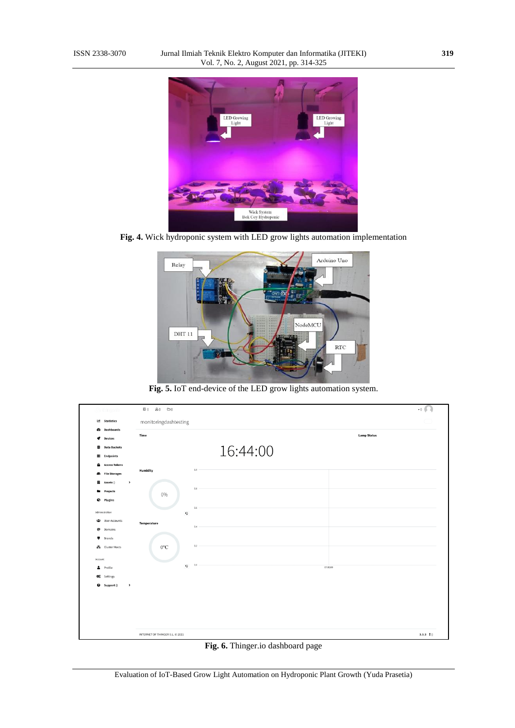Fig. 4. Wick hydroponic system with LED grow lights automation implementation

Fig. 5. IoT end-device of the LED grow lights automation system.

Fig. 6. Thinger.io dashboard page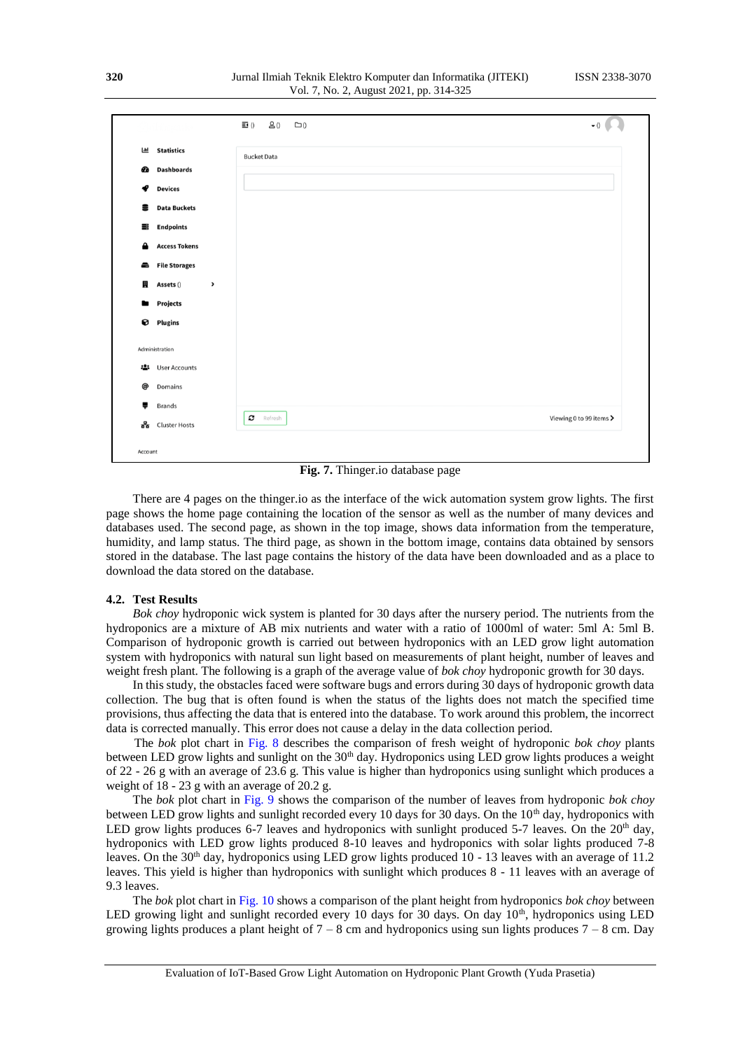**Fig. 7.** Thinger.io database page

There are 4 pages on the thinger.io as the interface of the wick automation system grow lights. The first page shows the home page containing the location of the sensor as well as the number of many devices and databases used. The second page, as shown in the top image, shows data information from the temperature, humidity, and lamp status. The third page, as shown in the bottom image, contains data obtained by sensors stored in the database. The last page contains the history of the data have been downloaded and as a place to download the data stored on the database.

### 4.2. Test Results

*Bok choy* hydroponic wick system is planted for 30 days after the nursery period. The nutrients from the hydroponics are a mixture of AB mix nutrients and water with a ratio of 1000ml of water: 5ml A: 5ml B. Comparison of hydroponic growth is carried out between hydroponics with an LED grow light automation system with hydroponics with natural sun light based on measurements of plant height, number of leaves and weight fresh plant. The following is a graph of the average value of *bok choy* hydroponic growth for 30 days.

In this study, the obstacles faced were software bugs and errors during 30 days of hydroponic growth data collection. The bug that is often found is when the status of the lights does not match the specified time provisions, thus affecting the data that is entered into the database. To work around this problem, the incorrect data is corrected manually. This error does not cause a delay in the data collection period.

The *bok* plot chart in Fig. 8 describes the comparison of fresh weight of hydroponic *bok choy* plants between LED grow lights and sunlight on the 30th day. Hydroponics using LED grow lights produces a weight of 22 - 26 g with an average of 23.6 g. This value is higher than hydroponics using sunlight which produces a weight of 18 - 23 g with an average of 20.2 g.

The *bok* plot chart in Fig. 9 shows the comparison of the number of leaves from hydroponic *bok choy* between LED grow lights and sunlight recorded every 10 days for 30 days. On the 10th day, hydroponics with LED grow lights produces 6-7 leaves and hydroponics with sunlight produced 5-7 leaves. On the 20th day, hydroponics with LED grow lights produced 8-10 leaves and hydroponics with solar lights produced 7-8 leaves. On the 30th day, hydroponics using LED grow lights produced 10 - 13 leaves with an average of 11.2 leaves. This yield is higher than hydroponics with sunlight which produces 8 - 11 leaves with an average of 9.3 leaves.

The *bok* plot chart in Fig. 10 shows a comparison of the plant height from hydroponics *bok choy* between LED growing light and sunlight recorded every 10 days for 30 days. On day 10th, hydroponics using LED growing lights produces a plant height of 7 – 8 cm and hydroponics using sun lights produces 7 – 8 cm. Day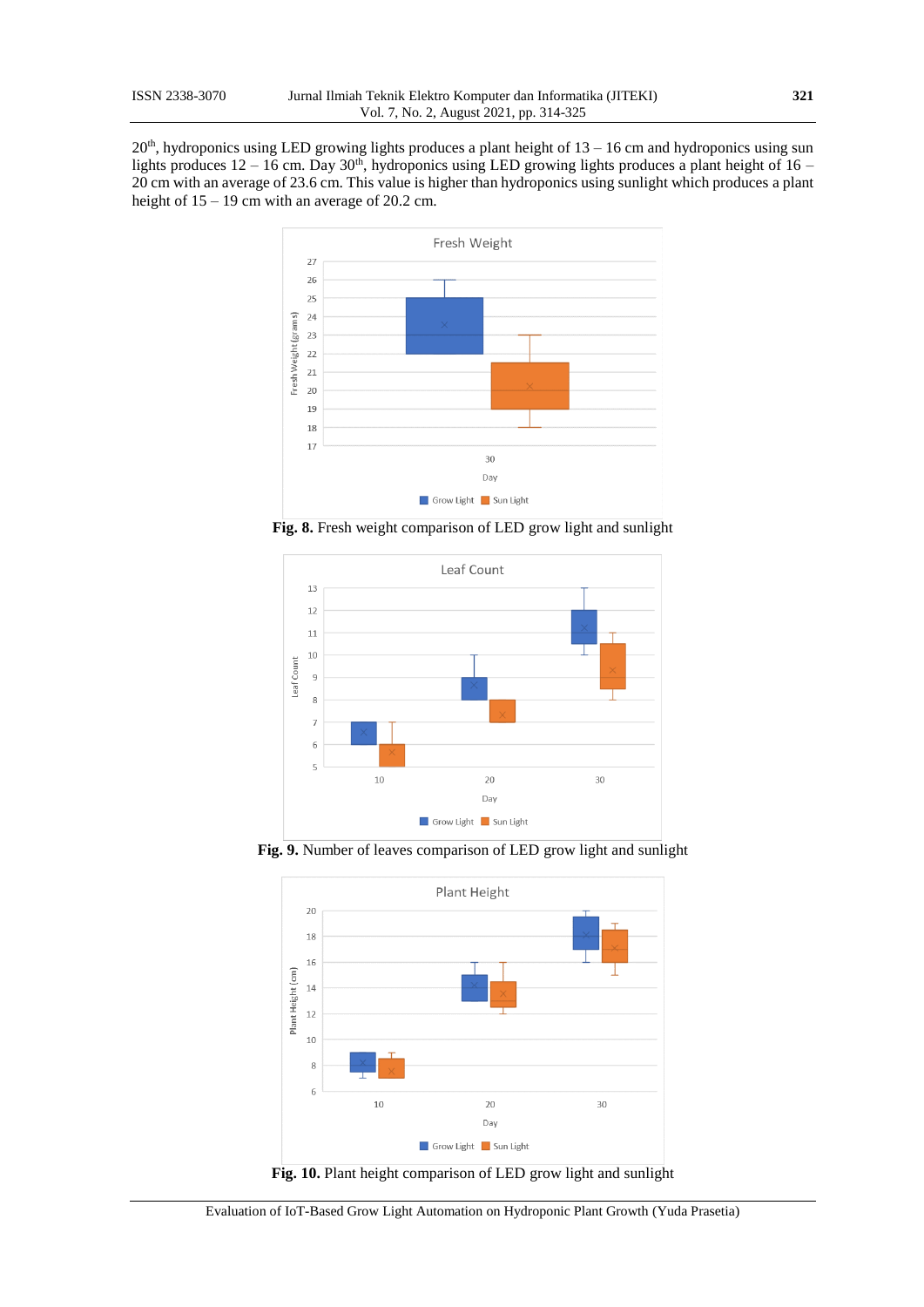20[th], hydroponics using LED growing lights produces a plant height of 13 – 16 cm and hydroponics using sun lights produces 12 – 16 cm. Day 30[th], hydroponics using LED growing lights produces a plant height of 16 – 20 cm with an average of 23.6 cm. This value is higher than hydroponics using sunlight which produces a plant height of 15 – 19 cm with an average of 20.2 cm.

**Fig. 8.** Fresh weight comparison of LED grow light and sunlight

**Fig. 9.** Number of leaves comparison of LED grow light and sunlight

**Fig. 10.** Plant height comparison of LED grow light and sunlight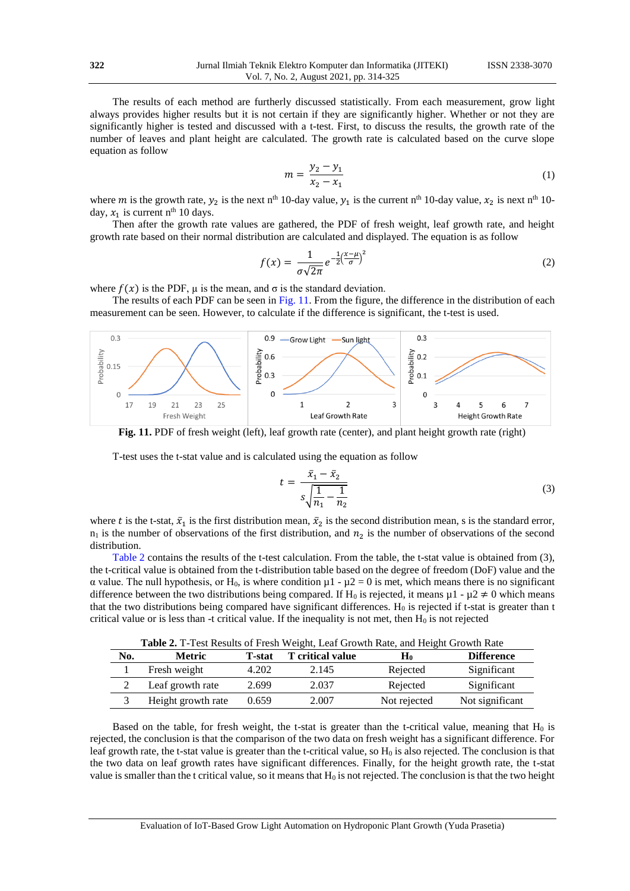The results of each method are furtherly discussed statistically. From each measurement, grow light always provides higher results but it is not certain if they are significantly higher. Whether or not they are significantly higher is tested and discussed with a t-test. First, to discuss the results, the growth rate of the number of leaves and plant height are calculated. The growth rate is calculated based on the curve slope equation as follow

$$m = \frac{y_2 - y_1}{x_2 - x_1} \tag{1}$$

where $m$ is the growth rate, $y_2$ is the next $n^{th}$ 10-day value, $y_1$ is the current $n^{th}$ 10-day value, $x_2$ is next $n^{th}$ 10-day, $x_1$ is current $n^{th}$ 10 days.

Then after the growth rate values are gathered, the PDF of fresh weight, leaf growth rate, and height growth rate based on their normal distribution are calculated and displayed. The equation is as follow

$$f(x) = \frac{1}{\sigma\sqrt{2\pi}} e^{-\frac{1}{2}\left(\frac{x-\mu}{\sigma}\right)^2} \tag{2}$$

where $f(x)$ is the PDF, μ is the mean, and σ is the standard deviation.

The results of each PDF can be seen in Fig. 11. From the figure, the difference in the distribution of each measurement can be seen. However, to calculate if the difference is significant, the t-test is used.

**Fig. 11.** PDF of fresh weight (left), leaf growth rate (center), and plant height growth rate (right)

T-test uses the t-stat value and is calculated using the equation as follow

$$t = \frac{\bar{x}_1 - \bar{x}_2}{s\sqrt{\frac{1}{n_1} - \frac{1}{n_2}}} \tag{3}$$

where $t$ is the t-stat, $\bar{x}_1$ is the first distribution mean, $\bar{x}_2$ is the second distribution mean, s is the standard error, $n_1$ is the number of observations of the first distribution, and $n_2$ is the number of observations of the second distribution.

Table 2 contains the results of the t-test calculation. From the table, the t-stat value is obtained from (3), the t-critical value is obtained from the t-distribution table based on the degree of freedom (DoF) value and the α value. The null hypothesis, or $H_0$, is where condition μ1 - μ2 = 0 is met, which means there is no significant difference between the two distributions being compared. If $H_0$ is rejected, it means μ1 - μ2 ≠ 0 which means that the two distributions being compared have significant differences. $H_0$ is rejected if t-stat is greater than t critical value or is less than -t critical value. If the inequality is not met, then $H_0$ is not rejected

**Table 2.** T-Test Results of Fresh Weight, Leaf Growth Rate, and Height Growth Rate

| No. | Metric | T-stat | T critical value | $H_0$ | Difference |
|---|---|---|---|---|---|
| 1 | Fresh weight | 4.202 | 2.145 | Rejected | Significant |
| 2 | Leaf growth rate | 2.699 | 2.037 | Rejected | Significant |
| 3 | Height growth rate | 0.659 | 2.007 | Not rejected | Not significant |

Based on the table, for fresh weight, the t-stat is greater than the t-critical value, meaning that $H_0$ is rejected, the conclusion is that the comparison of the two data on fresh weight has a significant difference. For leaf growth rate, the t-stat value is greater than the t-critical value, so $H_0$ is also rejected. The conclusion is that the two data on leaf growth rates have significant differences. Finally, for the height growth rate, the t-stat value is smaller than the t critical value, so it means that $H_0$ is not rejected. The conclusion is that the two height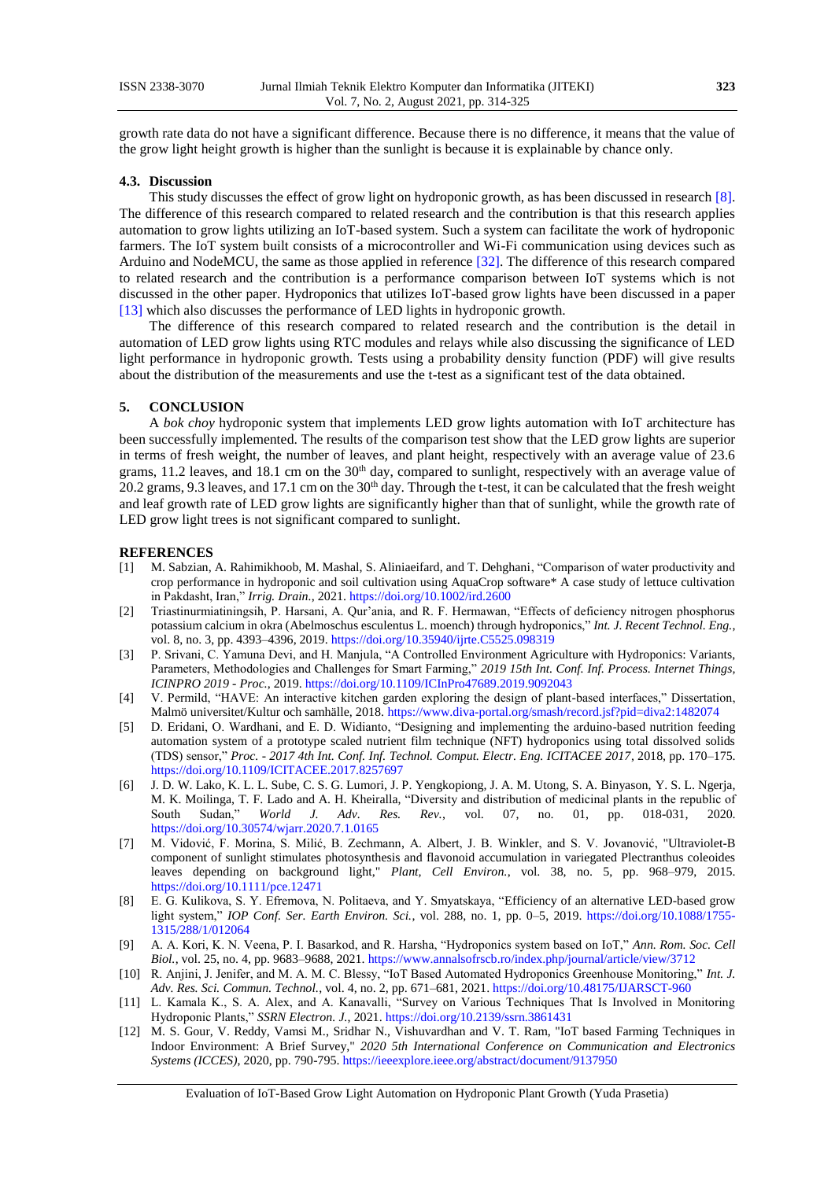growth rate data do not have a significant difference. Because there is no difference, it means that the value of the grow light height growth is higher than the sunlight is because it is explainable by chance only.

### 4.3. Discussion

This study discusses the effect of grow light on hydroponic growth, as has been discussed in research [8]. The difference of this research compared to related research and the contribution is that this research applies automation to grow lights utilizing an IoT-based system. Such a system can facilitate the work of hydroponic farmers. The IoT system built consists of a microcontroller and Wi-Fi communication using devices such as Arduino and NodeMCU, the same as those applied in reference [32]. The difference of this research compared to related research and the contribution is a performance comparison between IoT systems which is not discussed in the other paper. Hydroponics that utilizes IoT-based grow lights have been discussed in a paper [13] which also discusses the performance of LED lights in hydroponic growth.

The difference of this research compared to related research and the contribution is the detail in automation of LED grow lights using RTC modules and relays while also discussing the significance of LED light performance in hydroponic growth. Tests using a probability density function (PDF) will give results about the distribution of the measurements and use the t-test as a significant test of the data obtained.

## 5. CONCLUSION

A *bok choy* hydroponic system that implements LED grow lights automation with IoT architecture has been successfully implemented. The results of the comparison test show that the LED grow lights are superior in terms of fresh weight, the number of leaves, and plant height, respectively with an average value of 23.6 grams, 11.2 leaves, and 18.1 cm on the 30th day, compared to sunlight, respectively with an average value of 20.2 grams, 9.3 leaves, and 17.1 cm on the 30th day. Through the t-test, it can be calculated that the fresh weight and leaf growth rate of LED grow lights are significantly higher than that of sunlight, while the growth rate of LED grow light trees is not significant compared to sunlight.

## REFERENCES

[1] M. Sabzian, A. Rahimikhoob, M. Mashal, S. Aliniaeifard, and T. Dehghani, "Comparison of water productivity and crop performance in hydroponic and soil cultivation using AquaCrop software* A case study of lettuce cultivation in Pakdasht, Iran," *Irrig. Drain.*, 2021. https://doi.org/10.1002/ird.2600

[2] Triastinurmiatiningsih, P. Harsani, A. Qur'ania, and R. F. Hermawan, "Effects of deficiency nitrogen phosphorus potassium calcium in okra (Abelmoschus esculentus L. moench) through hydroponics," *Int. J. Recent Technol. Eng.*, vol. 8, no. 3, pp. 4393–4396, 2019. https://doi.org/10.35940/ijrte.C5525.098319

[3] P. Srivani, C. Yamuna Devi, and H. Manjula, "A Controlled Environment Agriculture with Hydroponics: Variants, Parameters, Methodologies and Challenges for Smart Farming," *2019 15th Int. Conf. Inf. Process. Internet Things, ICINPRO 2019 - Proc.*, 2019. https://doi.org/10.1109/ICInPro47689.2019.9092043

[4] V. Permild, "HAVE: An interactive kitchen garden exploring the design of plant-based interfaces," Dissertation, Malmö universitet/Kultur och samhälle, 2018. https://www.diva-portal.org/smash/record.jsf?pid=diva2:1482074

[5] D. Eridani, O. Wardhani, and E. D. Widianto, "Designing and implementing the arduino-based nutrition feeding automation system of a prototype scaled nutrient film technique (NFT) hydroponics using total dissolved solids (TDS) sensor," *Proc. - 2017 4th Int. Conf. Inf. Technol. Comput. Electr. Eng. ICITACEE 2017*, 2018, pp. 170–175. https://doi.org/10.1109/ICITACEE.2017.8257697

[6] J. D. W. Lako, K. L. L. Sube, C. S. G. Lumori, J. P. Yengkopiong, J. A. M. Utong, S. A. Binyason, Y. S. L. Ngerja, M. K. Moilinga, T. F. Lado and A. H. Kheiralla, "Diversity and distribution of medicinal plants in the republic of South Sudan," *World J. Adv. Res. Rev.*, vol. 07, no. 01, pp. 018-031, 2020. https://doi.org/10.30574/wjarr.2020.7.1.0165

[7] M. Vidović, F. Morina, S. Milić, B. Zechmann, A. Albert, J. B. Winkler, and S. V. Jovanović, "Ultraviolet-B component of sunlight stimulates photosynthesis and flavonoid accumulation in variegated Plectranthus coleoides leaves depending on background light," *Plant, Cell Environ.*, vol. 38, no. 5, pp. 968–979, 2015. https://doi.org/10.1111/pce.12471

[8] E. G. Kulikova, S. Y. Efremova, N. Politaeva, and Y. Smyatskaya, "Efficiency of an alternative LED-based grow light system," *IOP Conf. Ser. Earth Environ. Sci.*, vol. 288, no. 1, pp. 0–5, 2019. https://doi.org/10.1088/1755-1315/288/1/012064

[9] A. A. Kori, K. N. Veena, P. I. Basarkod, and R. Harsha, "Hydroponics system based on IoT," *Ann. Rom. Soc. Cell Biol.*, vol. 25, no. 4, pp. 9683–9688, 2021. https://www.annalsofrscb.ro/index.php/journal/article/view/3712

[10] R. Anjini, J. Jenifer, and M. A. M. C. Blessy, "IoT Based Automated Hydroponics Greenhouse Monitoring," *Int. J. Adv. Res. Sci. Commun. Technol.*, vol. 4, no. 2, pp. 671–681, 2021. https://doi.org/10.48175/IJARSCT-960

[11] L. Kamala K., S. A. Alex, and A. Kanavalli, "Survey on Various Techniques That Is Involved in Monitoring Hydroponic Plants," *SSRN Electron. J.*, 2021. https://doi.org/10.2139/ssrn.3861431

[12] M. S. Gour, V. Reddy, Vamsi M., Sridhar N., Vishuvardhan and V. T. Ram, "IoT based Farming Techniques in Indoor Environment: A Brief Survey," *2020 5th International Conference on Communication and Electronics Systems (ICCES)*, 2020, pp. 790-795. https://ieeexplore.ieee.org/abstract/document/9137950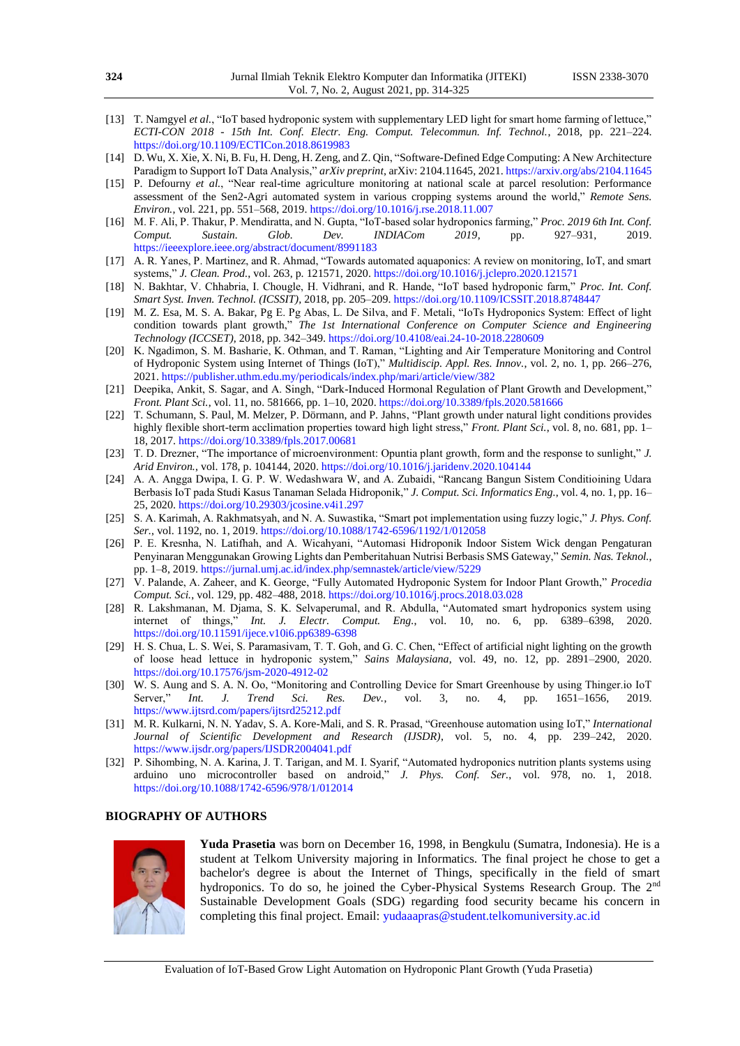[13] T. Namgyel *et al.*, "IoT based hydroponic system with supplementary LED light for smart home farming of lettuce," *ECTI-CON 2018 - 15th Int. Conf. Electr. Eng. Comput. Telecommun. Inf. Technol.*, 2018, pp. 221–224. https://doi.org/10.1109/ECTICon.2018.8619983

[14] D. Wu, X. Xie, X. Ni, B. Fu, H. Deng, H. Zeng, and Z. Qin, "Software-Defined Edge Computing: A New Architecture Paradigm to Support IoT Data Analysis," *arXiv preprint*, arXiv: 2104.11645, 2021. https://arxiv.org/abs/2104.11645

[15] P. Defourny *et al.*, "Near real-time agriculture monitoring at national scale at parcel resolution: Performance assessment of the Sen2-Agri automated system in various cropping systems around the world," *Remote Sens. Environ.*, vol. 221, pp. 551–568, 2019. https://doi.org/10.1016/j.rse.2018.11.007

[16] M. F. Ali, P. Thakur, P. Mendiratta, and N. Gupta, "IoT-based solar hydroponics farming," *Proc. 2019 6th Int. Conf. Comput. Sustain. Glob. Dev. INDIACom 2019*, pp. 927–931, 2019. https://ieeexplore.ieee.org/abstract/document/8991183

[17] A. R. Yanes, P. Martinez, and R. Ahmad, "Towards automated aquaponics: A review on monitoring, IoT, and smart systems," *J. Clean. Prod.*, vol. 263, p. 121571, 2020. https://doi.org/10.1016/j.jclepro.2020.121571

[18] N. Bakhtar, V. Chhabria, I. Chougle, H. Vidhrani, and R. Hande, "IoT based hydroponic farm," *Proc. Int. Conf. Smart Syst. Inven. Technol. (ICSSIT)*, 2018, pp. 205–209. https://doi.org/10.1109/ICSSIT.2018.8748447

[19] M. Z. Esa, M. S. A. Bakar, Pg E. Pg Abas, L. De Silva, and F. Metali, "IoTs Hydroponics System: Effect of light condition towards plant growth," *The 1st International Conference on Computer Science and Engineering Technology (ICCSET)*, 2018, pp. 342–349. https://doi.org/10.4108/eai.24-10-2018.2280609

[20] K. Ngadimon, S. M. Basharie, K. Othman, and T. Raman, "Lighting and Air Temperature Monitoring and Control of Hydroponic System using Internet of Things (IoT)," *Multidiscip. Appl. Res. Innov.*, vol. 2, no. 1, pp. 266–276, 2021. https://publisher.uthm.edu.my/periodicals/index.php/mari/article/view/382

[21] Deepika, Ankit, S. Sagar, and A. Singh, "Dark-Induced Hormonal Regulation of Plant Growth and Development," *Front. Plant Sci.*, vol. 11, no. 581666, pp. 1–10, 2020. https://doi.org/10.3389/fpls.2020.581666

[22] T. Schumann, S. Paul, M. Melzer, P. Dörmann, and P. Jahns, "Plant growth under natural light conditions provides highly flexible short-term acclimation properties toward high light stress," *Front. Plant Sci.*, vol. 8, no. 681, pp. 1–18, 2017. https://doi.org/10.3389/fpls.2017.00681

[23] T. D. Drezner, "The importance of microenvironment: Opuntia plant growth, form and the response to sunlight," *J. Arid Environ.*, vol. 178, p. 104144, 2020. https://doi.org/10.1016/j.jaridenv.2020.104144

[24] A. A. Angga Dwipa, I. G. P. W. Wedashwara W, and A. Zubaidi, "Rancang Bangun Sistem Conditioining Udara Berbasis IoT pada Studi Kasus Tanaman Selada Hidroponik," *J. Comput. Sci. Informatics Eng.*, vol. 4, no. 1, pp. 16–25, 2020. https://doi.org/10.29303/jcosine.v4i1.297

[25] S. A. Karimah, A. Rakhmatsyah, and N. A. Suwastika, "Smart pot implementation using fuzzy logic," *J. Phys. Conf. Ser.*, vol. 1192, no. 1, 2019. https://doi.org/10.1088/1742-6596/1192/1/012058

[26] P. E. Kresnha, N. Latifhah, and A. Wicahyani, "Automasi Hidroponik Indoor Sistem Wick dengan Pengaturan Penyinaran Menggunakan Growing Lights dan Pemberitahuan Nutrisi Berbasis SMS Gateway," *Semin. Nas. Teknol.*, pp. 1–8, 2019. https://jurnal.umj.ac.id/index.php/semnastek/article/view/5229

[27] V. Palande, A. Zaheer, and K. George, "Fully Automated Hydroponic System for Indoor Plant Growth," *Procedia Comput. Sci.*, vol. 129, pp. 482–488, 2018. https://doi.org/10.1016/j.procs.2018.03.028

[28] R. Lakshmanan, M. Djama, S. K. Selvaperumal, and R. Abdulla, "Automated smart hydroponics system using internet of things," *Int. J. Electr. Comput. Eng.*, vol. 10, no. 6, pp. 6389–6398, 2020. https://doi.org/10.11591/ijece.v10i6.pp6389-6398

[29] H. S. Chua, L. S. Wei, S. Paramasivam, T. T. Goh, and G. C. Chen, "Effect of artificial night lighting on the growth of loose head lettuce in hydroponic system," *Sains Malaysiana*, vol. 49, no. 12, pp. 2891–2900, 2020. https://doi.org/10.17576/jsm-2020-4912-02

[30] W. S. Aung and S. A. N. Oo, "Monitoring and Controlling Device for Smart Greenhouse by using Thinger.io IoT Server," *Int. J. Trend Sci. Res. Dev.*, vol. 3, no. 4, pp. 1651–1656, 2019. https://www.ijtsrd.com/papers/ijtsrd25212.pdf

[31] M. R. Kulkarni, N. N. Yadav, S. A. Kore-Mali, and S. R. Prasad, "Greenhouse automation using IoT," *International Journal of Scientific Development and Research (IJSDR)*, vol. 5, no. 4, pp. 239–242, 2020. https://www.ijsdr.org/papers/IJSDR2004041.pdf

[32] P. Sihombing, N. A. Karina, J. T. Tarigan, and M. I. Syarif, "Automated hydroponics nutrition plants systems using arduino uno microcontroller based on android," *J. Phys. Conf. Ser.*, vol. 978, no. 1, 2018. https://doi.org/10.1088/1742-6596/978/1/012014

## BIOGRAPHY OF AUTHORS

**Yuda Prasetia** was born on December 16, 1998, in Bengkulu (Sumatra, Indonesia). He is a student at Telkom University majoring in Informatics. The final project he chose to get a bachelor's degree is about the Internet of Things, specifically in the field of smart hydroponics. To do so, he joined the Cyber-Physical Systems Research Group. The 2nd Sustainable Development Goals (SDG) regarding food security became his concern in completing this final project. Email: yudaaapras@student.telkomuniversity.ac.id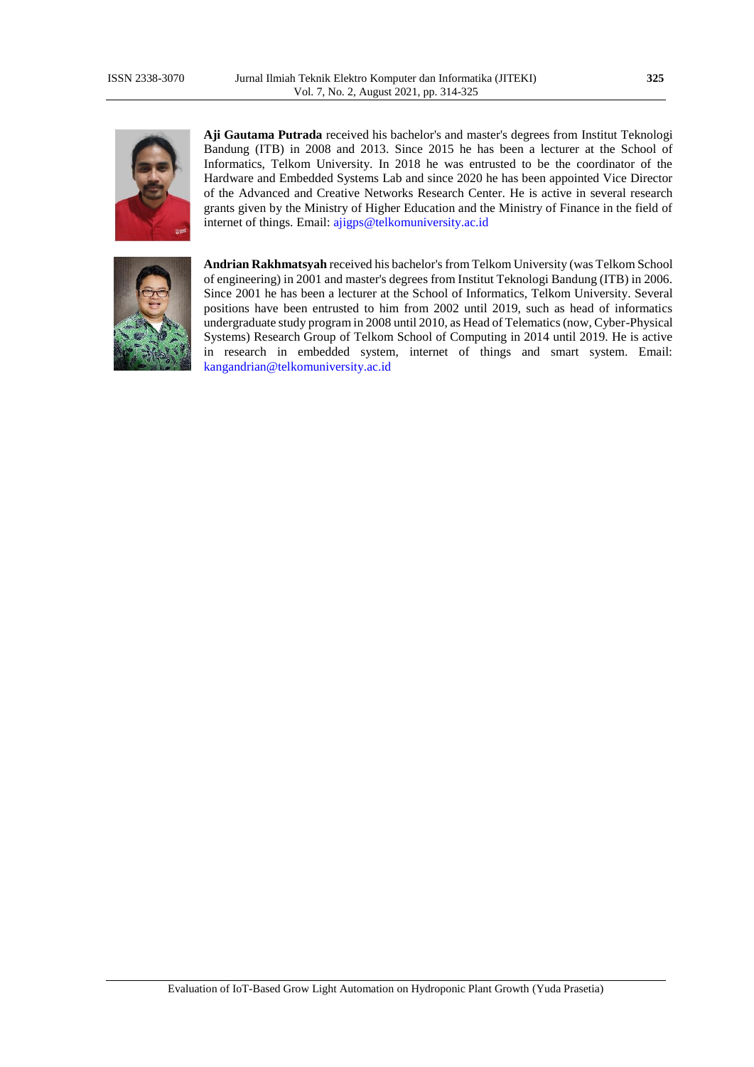**Aji Gautama Putrada** received his bachelor's and master's degrees from Institut Teknologi Bandung (ITB) in 2008 and 2013. Since 2015 he has been a lecturer at the School of Informatics, Telkom University. In 2018 he was entrusted to be the coordinator of the Hardware and Embedded Systems Lab and since 2020 he has been appointed Vice Director of the Advanced and Creative Networks Research Center. He is active in several research grants given by the Ministry of Higher Education and the Ministry of Finance in the field of internet of things. Email: ajigps@telkomuniversity.ac.id

**Andrian Rakhmatsyah** received his bachelor's from Telkom University (was Telkom School of engineering) in 2001 and master's degrees from Institut Teknologi Bandung (ITB) in 2006. Since 2001 he has been a lecturer at the School of Informatics, Telkom University. Several positions have been entrusted to him from 2002 until 2019, such as head of informatics undergraduate study program in 2008 until 2010, as Head of Telematics (now, Cyber-Physical Systems) Research Group of Telkom School of Computing in 2014 until 2019. He is active in research in embedded system, internet of things and smart system. Email: kangandrian@telkomuniversity.ac.id